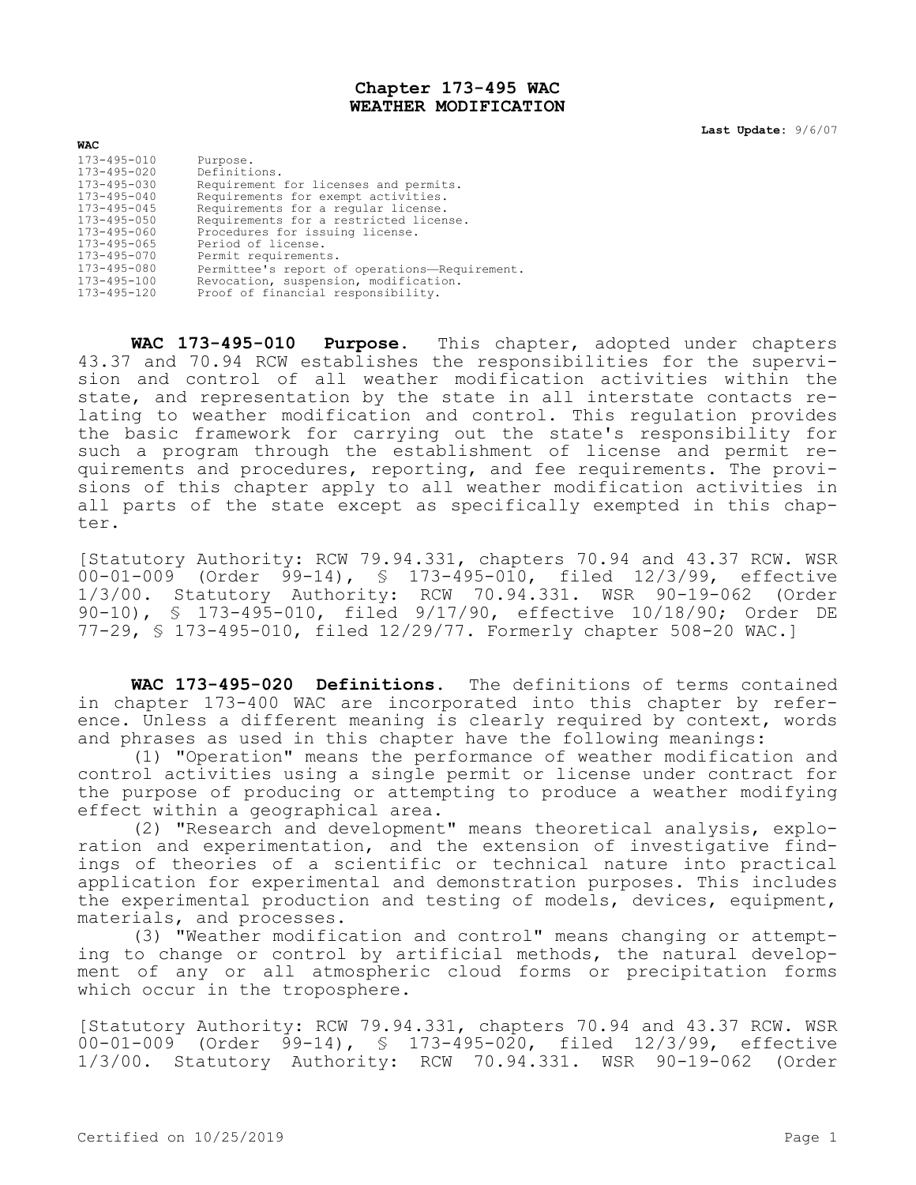# Chapter 173-495 WAC
# WEATHER MODIFICATION

**Last Update:** 9/6/07

**WAC**

| | |
|---|---|
| 173-495-010 | Purpose. |
| 173-495-020 | Definitions. |
| 173-495-030 | Requirement for licenses and permits. |
| 173-495-040 | Requirements for exempt activities. |
| 173-495-045 | Requirements for a regular license. |
| 173-495-050 | Requirements for a restricted license. |
| 173-495-060 | Procedures for issuing license. |
| 173-495-065 | Period of license. |
| 173-495-070 | Permit requirements. |
| 173-495-080 | Permittee's report of operations—Requirement. |
| 173-495-100 | Revocation, suspension, modification. |
| 173-495-120 | Proof of financial responsibility. |

**WAC 173-495-010 Purpose.** This chapter, adopted under chapters 43.37 and 70.94 RCW establishes the responsibilities for the supervision and control of all weather modification activities within the state, and representation by the state in all interstate contacts relating to weather modification and control. This regulation provides the basic framework for carrying out the state's responsibility for such a program through the establishment of license and permit requirements and procedures, reporting, and fee requirements. The provisions of this chapter apply to all weather modification activities in all parts of the state except as specifically exempted in this chapter.

[Statutory Authority: RCW 79.94.331, chapters 70.94 and 43.37 RCW. WSR 00-01-009 (Order 99-14), § 173-495-010, filed 12/3/99, effective 1/3/00. Statutory Authority: RCW 70.94.331. WSR 90-19-062 (Order 90-10), § 173-495-010, filed 9/17/90, effective 10/18/90; Order DE 77-29, § 173-495-010, filed 12/29/77. Formerly chapter 508-20 WAC.]

**WAC 173-495-020 Definitions.** The definitions of terms contained in chapter 173-400 WAC are incorporated into this chapter by reference. Unless a different meaning is clearly required by context, words and phrases as used in this chapter have the following meanings:

(1) "Operation" means the performance of weather modification and control activities using a single permit or license under contract for the purpose of producing or attempting to produce a weather modifying effect within a geographical area.

(2) "Research and development" means theoretical analysis, exploration and experimentation, and the extension of investigative findings of theories of a scientific or technical nature into practical application for experimental and demonstration purposes. This includes the experimental production and testing of models, devices, equipment, materials, and processes.

(3) "Weather modification and control" means changing or attempting to change or control by artificial methods, the natural development of any or all atmospheric cloud forms or precipitation forms which occur in the troposphere.

[Statutory Authority: RCW 79.94.331, chapters 70.94 and 43.37 RCW. WSR 00-01-009 (Order 99-14), § 173-495-020, filed 12/3/99, effective 1/3/00. Statutory Authority: RCW 70.94.331. WSR 90-19-062 (Order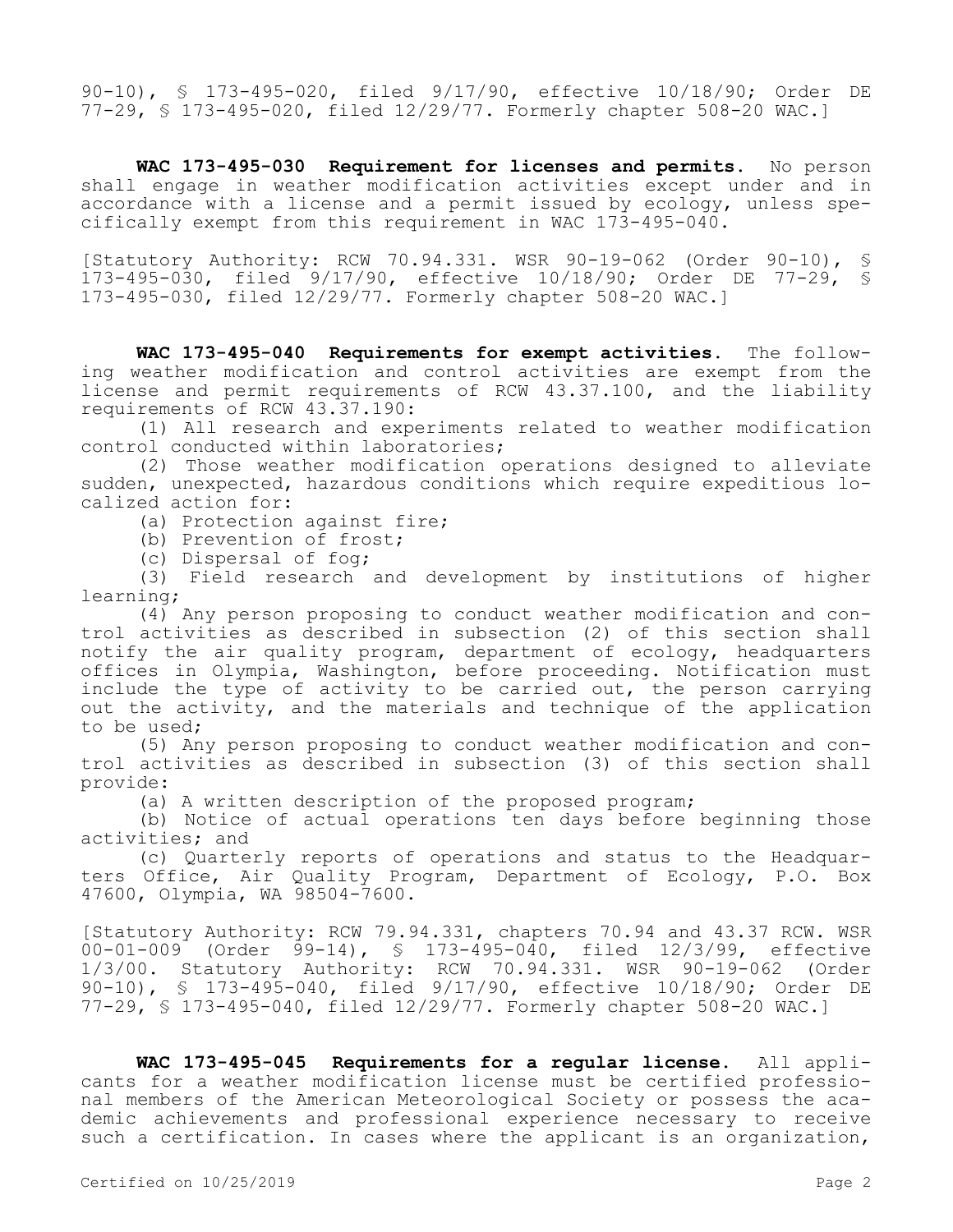90-10), § 173-495-020, filed 9/17/90, effective 10/18/90; Order DE 77-29, § 173-495-020, filed 12/29/77. Formerly chapter 508-20 WAC.]

**WAC 173-495-030 Requirement for licenses and permits.** No person shall engage in weather modification activities except under and in accordance with a license and a permit issued by ecology, unless specifically exempt from this requirement in WAC 173-495-040.

[Statutory Authority: RCW 70.94.331. WSR 90-19-062 (Order 90-10), § 173-495-030, filed 9/17/90, effective 10/18/90; Order DE 77-29, § 173-495-030, filed 12/29/77. Formerly chapter 508-20 WAC.]

**WAC 173-495-040 Requirements for exempt activities.** The following weather modification and control activities are exempt from the license and permit requirements of RCW 43.37.100, and the liability requirements of RCW 43.37.190:

(1) All research and experiments related to weather modification control conducted within laboratories;

(2) Those weather modification operations designed to alleviate sudden, unexpected, hazardous conditions which require expeditious localized action for:

(a) Protection against fire;

(b) Prevention of frost;

(c) Dispersal of fog;

(3) Field research and development by institutions of higher learning;

(4) Any person proposing to conduct weather modification and control activities as described in subsection (2) of this section shall notify the air quality program, department of ecology, headquarters offices in Olympia, Washington, before proceeding. Notification must include the type of activity to be carried out, the person carrying out the activity, and the materials and technique of the application to be used;

(5) Any person proposing to conduct weather modification and control activities as described in subsection (3) of this section shall provide:

(a) A written description of the proposed program;

(b) Notice of actual operations ten days before beginning those activities; and

(c) Quarterly reports of operations and status to the Headquarters Office, Air Quality Program, Department of Ecology, P.O. Box 47600, Olympia, WA 98504-7600.

[Statutory Authority: RCW 79.94.331, chapters 70.94 and 43.37 RCW. WSR 00-01-009 (Order 99-14), § 173-495-040, filed 12/3/99, effective 1/3/00. Statutory Authority: RCW 70.94.331. WSR 90-19-062 (Order 90-10), § 173-495-040, filed 9/17/90, effective 10/18/90; Order DE 77-29, § 173-495-040, filed 12/29/77. Formerly chapter 508-20 WAC.]

**WAC 173-495-045 Requirements for a regular license.** All applicants for a weather modification license must be certified professional members of the American Meteorological Society or possess the academic achievements and professional experience necessary to receive such a certification. In cases where the applicant is an organization,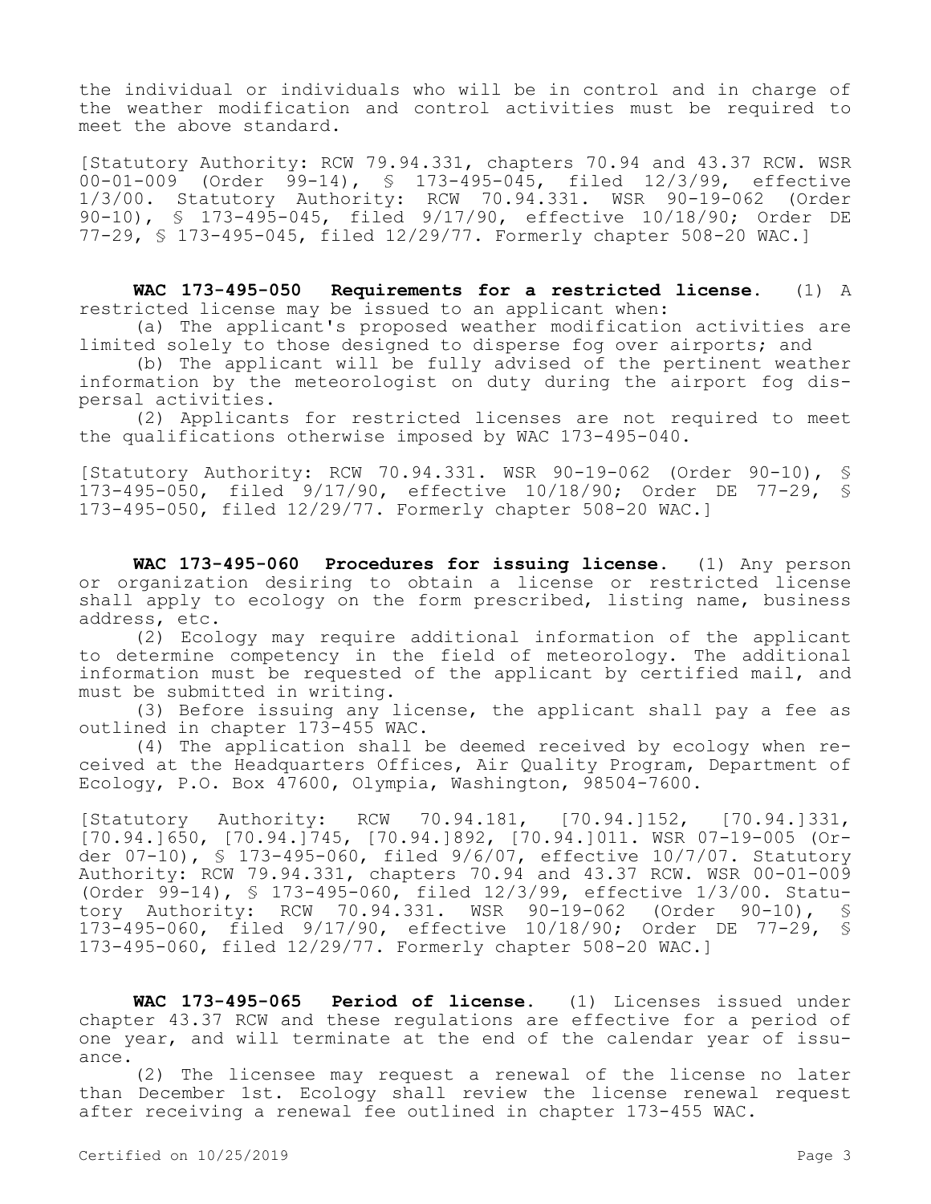the individual or individuals who will be in control and in charge of the weather modification and control activities must be required to meet the above standard.

[Statutory Authority: RCW 79.94.331, chapters 70.94 and 43.37 RCW. WSR 00-01-009 (Order 99-14), § 173-495-045, filed 12/3/99, effective 1/3/00. Statutory Authority: RCW 70.94.331. WSR 90-19-062 (Order 90-10), § 173-495-045, filed 9/17/90, effective 10/18/90; Order DE 77-29, § 173-495-045, filed 12/29/77. Formerly chapter 508-20 WAC.]

**WAC 173-495-050 Requirements for a restricted license.** (1) A restricted license may be issued to an applicant when:

(a) The applicant's proposed weather modification activities are limited solely to those designed to disperse fog over airports; and

(b) The applicant will be fully advised of the pertinent weather information by the meteorologist on duty during the airport fog dispersal activities.

(2) Applicants for restricted licenses are not required to meet the qualifications otherwise imposed by WAC 173-495-040.

[Statutory Authority: RCW 70.94.331. WSR 90-19-062 (Order 90-10), § 173-495-050, filed 9/17/90, effective 10/18/90; Order DE 77-29, § 173-495-050, filed 12/29/77. Formerly chapter 508-20 WAC.]

**WAC 173-495-060 Procedures for issuing license.** (1) Any person or organization desiring to obtain a license or restricted license shall apply to ecology on the form prescribed, listing name, business address, etc.

(2) Ecology may require additional information of the applicant to determine competency in the field of meteorology. The additional information must be requested of the applicant by certified mail, and must be submitted in writing.

(3) Before issuing any license, the applicant shall pay a fee as outlined in chapter 173-455 WAC.

(4) The application shall be deemed received by ecology when received at the Headquarters Offices, Air Quality Program, Department of Ecology, P.O. Box 47600, Olympia, Washington, 98504-7600.

[Statutory Authority: RCW 70.94.181, [70.94.]152, [70.94.]331, [70.94.]650, [70.94.]745, [70.94.]892, [70.94.]011. WSR 07-19-005 (Order 07-10), § 173-495-060, filed 9/6/07, effective 10/7/07. Statutory Authority: RCW 79.94.331, chapters 70.94 and 43.37 RCW. WSR 00-01-009 (Order 99-14), § 173-495-060, filed 12/3/99, effective 1/3/00. Statutory Authority: RCW 70.94.331. WSR 90-19-062 (Order 90-10), § 173-495-060, filed 9/17/90, effective 10/18/90; Order DE 77-29, § 173-495-060, filed 12/29/77. Formerly chapter 508-20 WAC.]

**WAC 173-495-065 Period of license.** (1) Licenses issued under chapter 43.37 RCW and these regulations are effective for a period of one year, and will terminate at the end of the calendar year of issuance.

(2) The licensee may request a renewal of the license no later than December 1st. Ecology shall review the license renewal request after receiving a renewal fee outlined in chapter 173-455 WAC.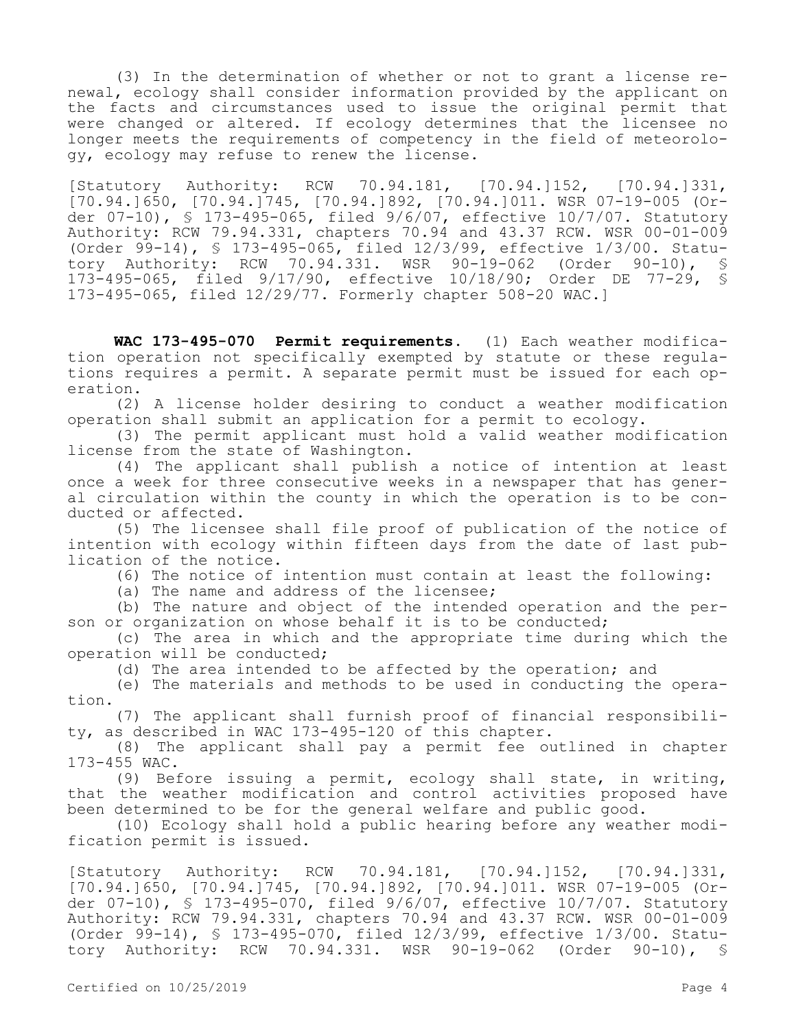(3) In the determination of whether or not to grant a license renewal, ecology shall consider information provided by the applicant on the facts and circumstances used to issue the original permit that were changed or altered. If ecology determines that the licensee no longer meets the requirements of competency in the field of meteorology, ecology may refuse to renew the license.

[Statutory Authority: RCW 70.94.181, [70.94.]152, [70.94.]331, [70.94.]650, [70.94.]745, [70.94.]892, [70.94.]011. WSR 07-19-005 (Order 07-10), § 173-495-065, filed 9/6/07, effective 10/7/07. Statutory Authority: RCW 79.94.331, chapters 70.94 and 43.37 RCW. WSR 00-01-009 (Order 99-14), § 173-495-065, filed 12/3/99, effective 1/3/00. Statutory Authority: RCW 70.94.331. WSR 90-19-062 (Order 90-10), § 173-495-065, filed 9/17/90, effective 10/18/90; Order DE 77-29, § 173-495-065, filed 12/29/77. Formerly chapter 508-20 WAC.]

**WAC 173-495-070 Permit requirements.** (1) Each weather modification operation not specifically exempted by statute or these regulations requires a permit. A separate permit must be issued for each operation.

(2) A license holder desiring to conduct a weather modification operation shall submit an application for a permit to ecology.

(3) The permit applicant must hold a valid weather modification license from the state of Washington.

(4) The applicant shall publish a notice of intention at least once a week for three consecutive weeks in a newspaper that has general circulation within the county in which the operation is to be conducted or affected.

(5) The licensee shall file proof of publication of the notice of intention with ecology within fifteen days from the date of last publication of the notice.

(6) The notice of intention must contain at least the following:

(a) The name and address of the licensee;

(b) The nature and object of the intended operation and the person or organization on whose behalf it is to be conducted;

(c) The area in which and the appropriate time during which the operation will be conducted;

(d) The area intended to be affected by the operation; and

(e) The materials and methods to be used in conducting the operation.

(7) The applicant shall furnish proof of financial responsibility, as described in WAC 173-495-120 of this chapter.

(8) The applicant shall pay a permit fee outlined in chapter 173-455 WAC.

(9) Before issuing a permit, ecology shall state, in writing, that the weather modification and control activities proposed have been determined to be for the general welfare and public good.

(10) Ecology shall hold a public hearing before any weather modification permit is issued.

[Statutory Authority: RCW 70.94.181, [70.94.]152, [70.94.]331, [70.94.]650, [70.94.]745, [70.94.]892, [70.94.]011. WSR 07-19-005 (Order 07-10), § 173-495-070, filed 9/6/07, effective 10/7/07. Statutory Authority: RCW 79.94.331, chapters 70.94 and 43.37 RCW. WSR 00-01-009 (Order 99-14), § 173-495-070, filed 12/3/99, effective 1/3/00. Statutory Authority: RCW 70.94.331. WSR 90-19-062 (Order 90-10), §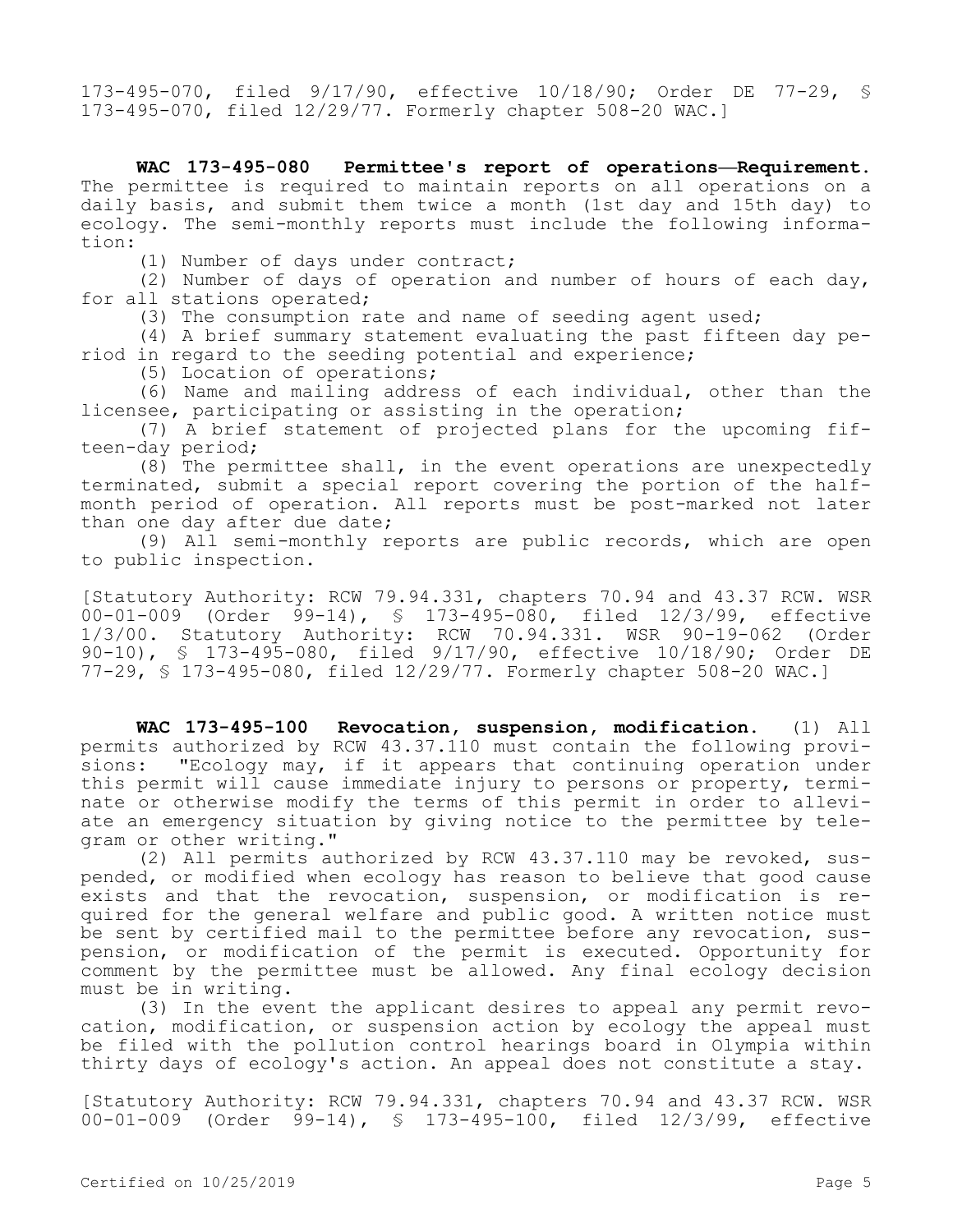173-495-070, filed 9/17/90, effective 10/18/90; Order DE 77-29, § 173-495-070, filed 12/29/77. Formerly chapter 508-20 WAC.]

**WAC 173-495-080 Permittee's report of operations—Requirement.** The permittee is required to maintain reports on all operations on a daily basis, and submit them twice a month (1st day and 15th day) to ecology. The semi-monthly reports must include the following information:

(1) Number of days under contract;

(2) Number of days of operation and number of hours of each day, for all stations operated;

(3) The consumption rate and name of seeding agent used;

(4) A brief summary statement evaluating the past fifteen day period in regard to the seeding potential and experience;

(5) Location of operations;

(6) Name and mailing address of each individual, other than the licensee, participating or assisting in the operation;

(7) A brief statement of projected plans for the upcoming fifteen-day period;

(8) The permittee shall, in the event operations are unexpectedly terminated, submit a special report covering the portion of the half-month period of operation. All reports must be post-marked not later than one day after due date;

(9) All semi-monthly reports are public records, which are open to public inspection.

[Statutory Authority: RCW 79.94.331, chapters 70.94 and 43.37 RCW. WSR 00-01-009 (Order 99-14), § 173-495-080, filed 12/3/99, effective 1/3/00. Statutory Authority: RCW 70.94.331. WSR 90-19-062 (Order 90-10), § 173-495-080, filed 9/17/90, effective 10/18/90; Order DE 77-29, § 173-495-080, filed 12/29/77. Formerly chapter 508-20 WAC.]

**WAC 173-495-100 Revocation, suspension, modification.** (1) All permits authorized by RCW 43.37.110 must contain the following provisions: "Ecology may, if it appears that continuing operation under this permit will cause immediate injury to persons or property, terminate or otherwise modify the terms of this permit in order to alleviate an emergency situation by giving notice to the permittee by telegram or other writing."

(2) All permits authorized by RCW 43.37.110 may be revoked, suspended, or modified when ecology has reason to believe that good cause exists and that the revocation, suspension, or modification is required for the general welfare and public good. A written notice must be sent by certified mail to the permittee before any revocation, suspension, or modification of the permit is executed. Opportunity for comment by the permittee must be allowed. Any final ecology decision must be in writing.

(3) In the event the applicant desires to appeal any permit revocation, modification, or suspension action by ecology the appeal must be filed with the pollution control hearings board in Olympia within thirty days of ecology's action. An appeal does not constitute a stay.

[Statutory Authority: RCW 79.94.331, chapters 70.94 and 43.37 RCW. WSR 00-01-009 (Order 99-14), § 173-495-100, filed 12/3/99, effective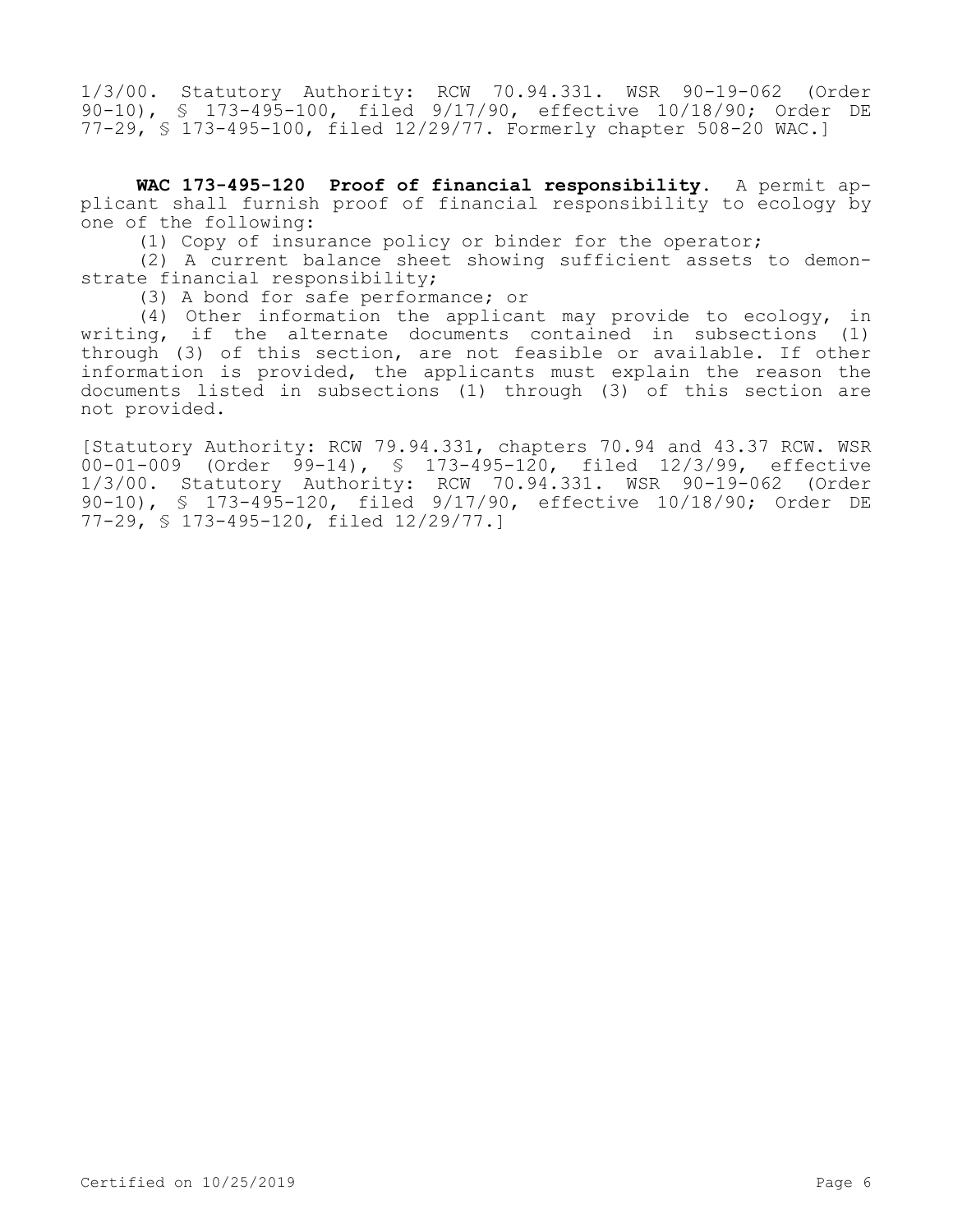1/3/00. Statutory Authority: RCW 70.94.331. WSR 90-19-062 (Order 90-10), § 173-495-100, filed 9/17/90, effective 10/18/90; Order DE 77-29, § 173-495-100, filed 12/29/77. Formerly chapter 508-20 WAC.]

**WAC 173-495-120 Proof of financial responsibility.** A permit applicant shall furnish proof of financial responsibility to ecology by one of the following:

(1) Copy of insurance policy or binder for the operator;

(2) A current balance sheet showing sufficient assets to demonstrate financial responsibility;

(3) A bond for safe performance; or

(4) Other information the applicant may provide to ecology, in writing, if the alternate documents contained in subsections (1) through (3) of this section, are not feasible or available. If other information is provided, the applicants must explain the reason the documents listed in subsections (1) through (3) of this section are not provided.

[Statutory Authority: RCW 79.94.331, chapters 70.94 and 43.37 RCW. WSR 00-01-009 (Order 99-14), § 173-495-120, filed 12/3/99, effective 1/3/00. Statutory Authority: RCW 70.94.331. WSR 90-19-062 (Order 90-10), § 173-495-120, filed 9/17/90, effective 10/18/90; Order DE 77-29, § 173-495-120, filed 12/29/77.]